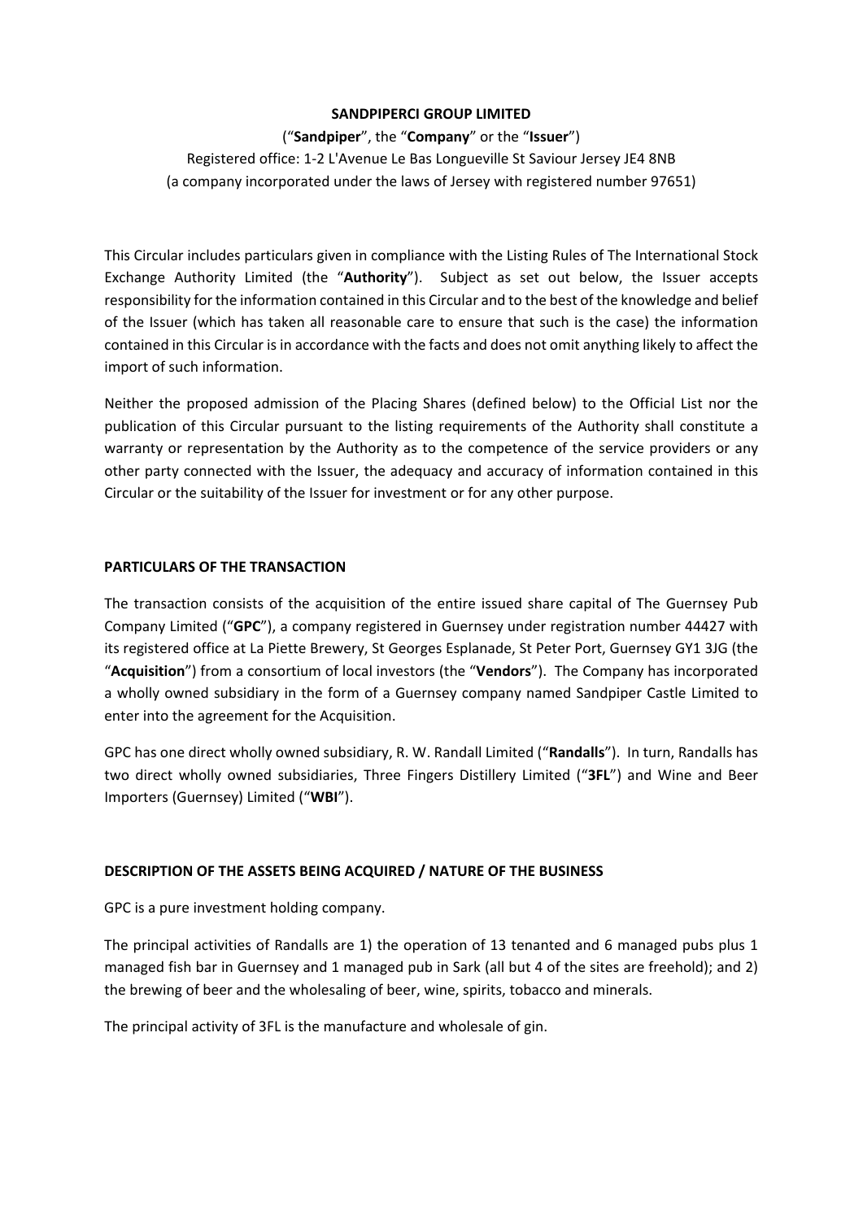**SANDPIPERCI GROUP LIMITED**

("**Sandpiper**", the "**Company**" or the "**Issuer**")

Registered office: 1-2 L'Avenue Le Bas Longueville St Saviour Jersey JE4 8NB

(a company incorporated under the laws of Jersey with registered number 97651)

This Circular includes particulars given in compliance with the Listing Rules of The International Stock Exchange Authority Limited (the "**Authority**"). Subject as set out below, the Issuer accepts responsibility for the information contained in this Circular and to the best of the knowledge and belief of the Issuer (which has taken all reasonable care to ensure that such is the case) the information contained in this Circular is in accordance with the facts and does not omit anything likely to affect the import of such information.

Neither the proposed admission of the Placing Shares (defined below) to the Official List nor the publication of this Circular pursuant to the listing requirements of the Authority shall constitute a warranty or representation by the Authority as to the competence of the service providers or any other party connected with the Issuer, the adequacy and accuracy of information contained in this Circular or the suitability of the Issuer for investment or for any other purpose.

**PARTICULARS OF THE TRANSACTION**

The transaction consists of the acquisition of the entire issued share capital of The Guernsey Pub Company Limited ("**GPC**"), a company registered in Guernsey under registration number 44427 with its registered office at La Piette Brewery, St Georges Esplanade, St Peter Port, Guernsey GY1 3JG (the "**Acquisition**") from a consortium of local investors (the "**Vendors**"). The Company has incorporated a wholly owned subsidiary in the form of a Guernsey company named Sandpiper Castle Limited to enter into the agreement for the Acquisition.

GPC has one direct wholly owned subsidiary, R. W. Randall Limited ("**Randalls**"). In turn, Randalls has two direct wholly owned subsidiaries, Three Fingers Distillery Limited ("**3FL**") and Wine and Beer Importers (Guernsey) Limited ("**WBI**").

**DESCRIPTION OF THE ASSETS BEING ACQUIRED / NATURE OF THE BUSINESS**

GPC is a pure investment holding company.

The principal activities of Randalls are 1) the operation of 13 tenanted and 6 managed pubs plus 1 managed fish bar in Guernsey and 1 managed pub in Sark (all but 4 of the sites are freehold); and 2) the brewing of beer and the wholesaling of beer, wine, spirits, tobacco and minerals.

The principal activity of 3FL is the manufacture and wholesale of gin.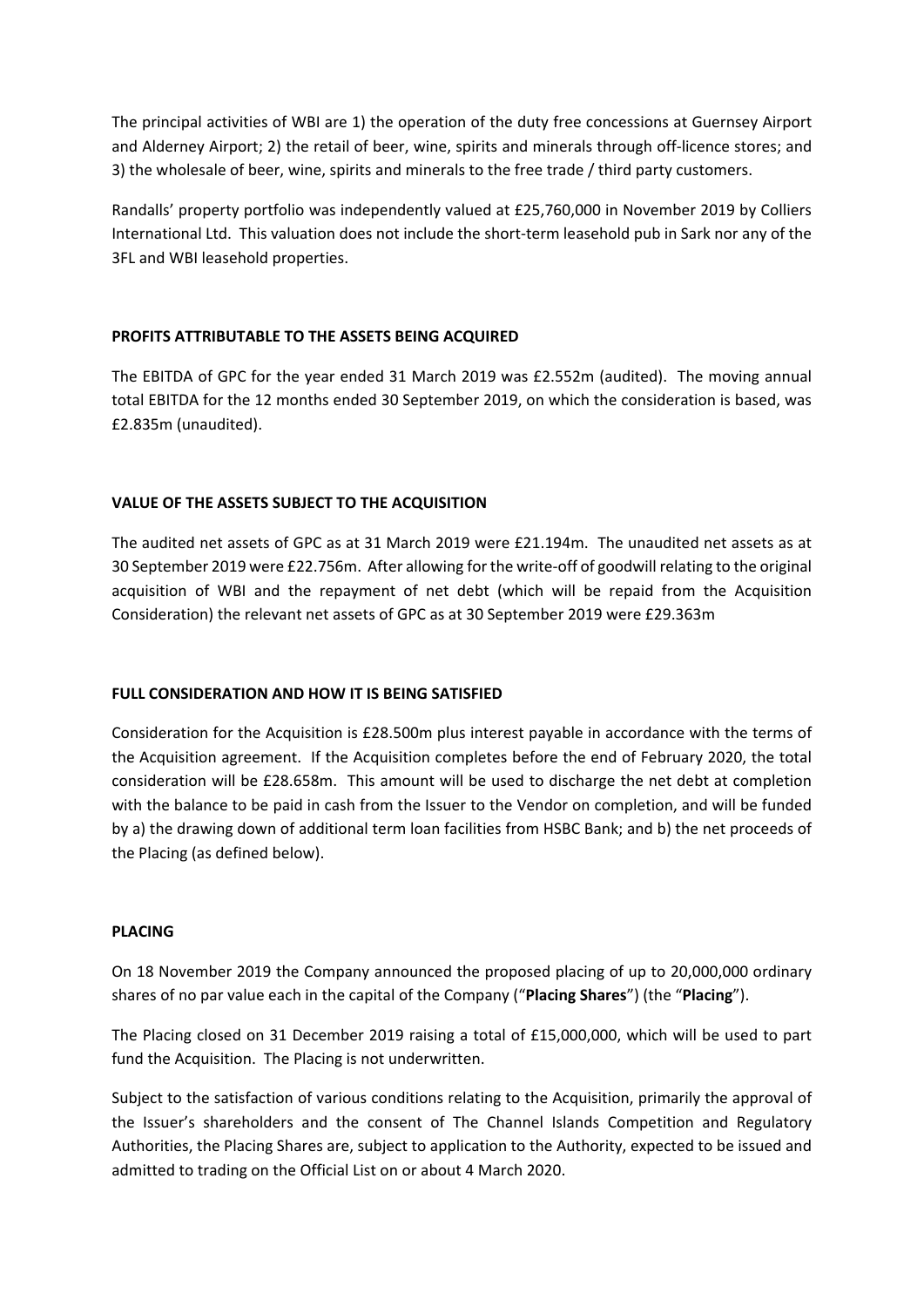The principal activities of WBI are 1) the operation of the duty free concessions at Guernsey Airport and Alderney Airport; 2) the retail of beer, wine, spirits and minerals through off-licence stores; and 3) the wholesale of beer, wine, spirits and minerals to the free trade / third party customers.

Randalls' property portfolio was independently valued at £25,760,000 in November 2019 by Colliers International Ltd. This valuation does not include the short-term leasehold pub in Sark nor any of the 3FL and WBI leasehold properties.

## PROFITS ATTRIBUTABLE TO THE ASSETS BEING ACQUIRED

The EBITDA of GPC for the year ended 31 March 2019 was £2.552m (audited). The moving annual total EBITDA for the 12 months ended 30 September 2019, on which the consideration is based, was £2.835m (unaudited).

## VALUE OF THE ASSETS SUBJECT TO THE ACQUISITION

The audited net assets of GPC as at 31 March 2019 were £21.194m. The unaudited net assets as at 30 September 2019 were £22.756m. After allowing for the write-off of goodwill relating to the original acquisition of WBI and the repayment of net debt (which will be repaid from the Acquisition Consideration) the relevant net assets of GPC as at 30 September 2019 were £29.363m

## FULL CONSIDERATION AND HOW IT IS BEING SATISFIED

Consideration for the Acquisition is £28.500m plus interest payable in accordance with the terms of the Acquisition agreement. If the Acquisition completes before the end of February 2020, the total consideration will be £28.658m. This amount will be used to discharge the net debt at completion with the balance to be paid in cash from the Issuer to the Vendor on completion, and will be funded by a) the drawing down of additional term loan facilities from HSBC Bank; and b) the net proceeds of the Placing (as defined below).

## PLACING

On 18 November 2019 the Company announced the proposed placing of up to 20,000,000 ordinary shares of no par value each in the capital of the Company ("**Placing Shares**") (the "**Placing**").

The Placing closed on 31 December 2019 raising a total of £15,000,000, which will be used to part fund the Acquisition. The Placing is not underwritten.

Subject to the satisfaction of various conditions relating to the Acquisition, primarily the approval of the Issuer's shareholders and the consent of The Channel Islands Competition and Regulatory Authorities, the Placing Shares are, subject to application to the Authority, expected to be issued and admitted to trading on the Official List on or about 4 March 2020.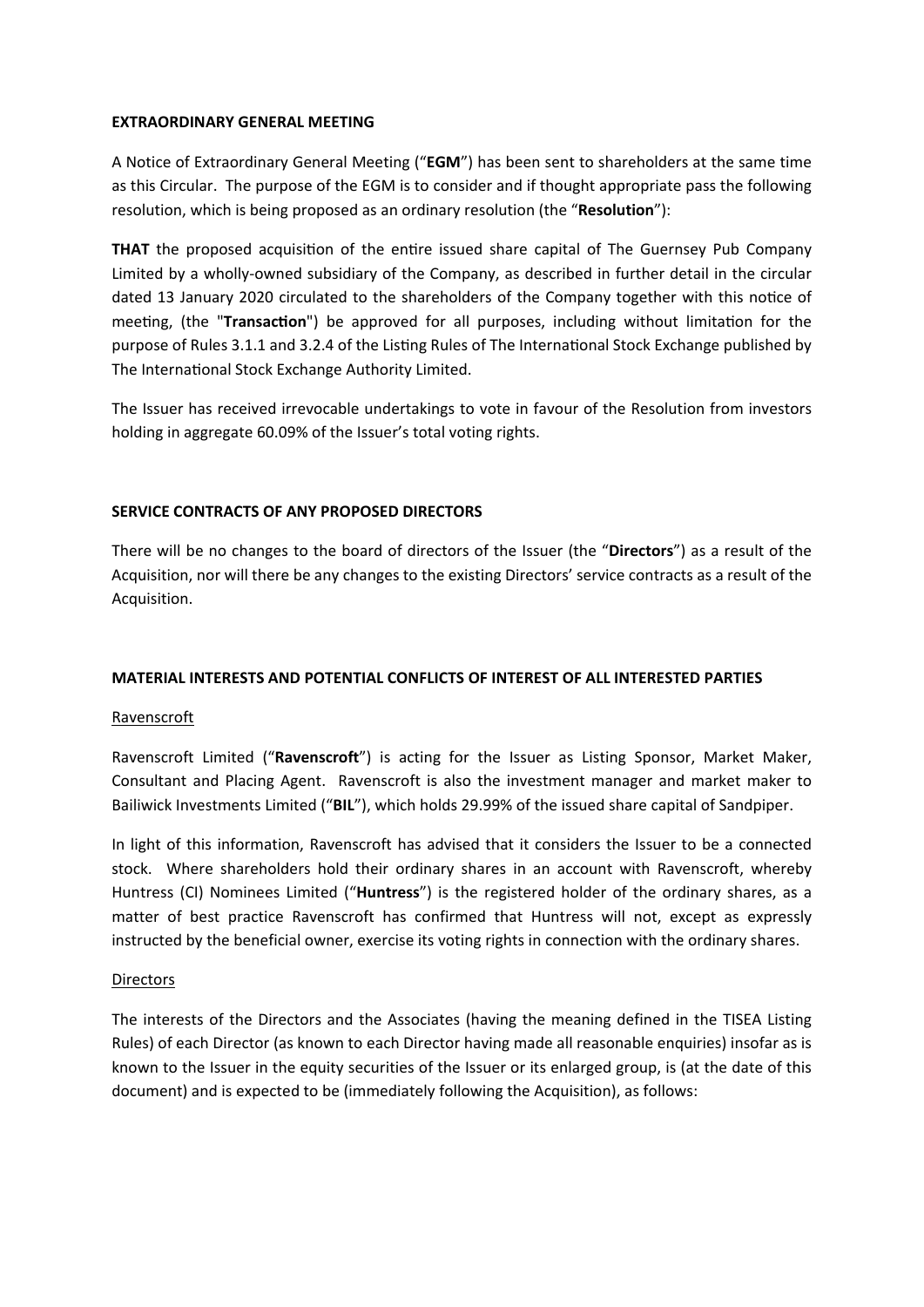**EXTRAORDINARY GENERAL MEETING**

A Notice of Extraordinary General Meeting ("**EGM**") has been sent to shareholders at the same time as this Circular. The purpose of the EGM is to consider and if thought appropriate pass the following resolution, which is being proposed as an ordinary resolution (the "**Resolution**"):

**THAT** the proposed acquisition of the entire issued share capital of The Guernsey Pub Company Limited by a wholly-owned subsidiary of the Company, as described in further detail in the circular dated 13 January 2020 circulated to the shareholders of the Company together with this notice of meeting, (the "**Transaction**") be approved for all purposes, including without limitation for the purpose of Rules 3.1.1 and 3.2.4 of the Listing Rules of The International Stock Exchange published by The International Stock Exchange Authority Limited.

The Issuer has received irrevocable undertakings to vote in favour of the Resolution from investors holding in aggregate 60.09% of the Issuer's total voting rights.

**SERVICE CONTRACTS OF ANY PROPOSED DIRECTORS**

There will be no changes to the board of directors of the Issuer (the "**Directors**") as a result of the Acquisition, nor will there be any changes to the existing Directors' service contracts as a result of the Acquisition.

**MATERIAL INTERESTS AND POTENTIAL CONFLICTS OF INTEREST OF ALL INTERESTED PARTIES**

Ravenscroft

Ravenscroft Limited ("**Ravenscroft**") is acting for the Issuer as Listing Sponsor, Market Maker, Consultant and Placing Agent. Ravenscroft is also the investment manager and market maker to Bailiwick Investments Limited ("**BIL**"), which holds 29.99% of the issued share capital of Sandpiper.

In light of this information, Ravenscroft has advised that it considers the Issuer to be a connected stock. Where shareholders hold their ordinary shares in an account with Ravenscroft, whereby Huntress (CI) Nominees Limited ("**Huntress**") is the registered holder of the ordinary shares, as a matter of best practice Ravenscroft has confirmed that Huntress will not, except as expressly instructed by the beneficial owner, exercise its voting rights in connection with the ordinary shares.

Directors

The interests of the Directors and the Associates (having the meaning defined in the TISEA Listing Rules) of each Director (as known to each Director having made all reasonable enquiries) insofar as is known to the Issuer in the equity securities of the Issuer or its enlarged group, is (at the date of this document) and is expected to be (immediately following the Acquisition), as follows: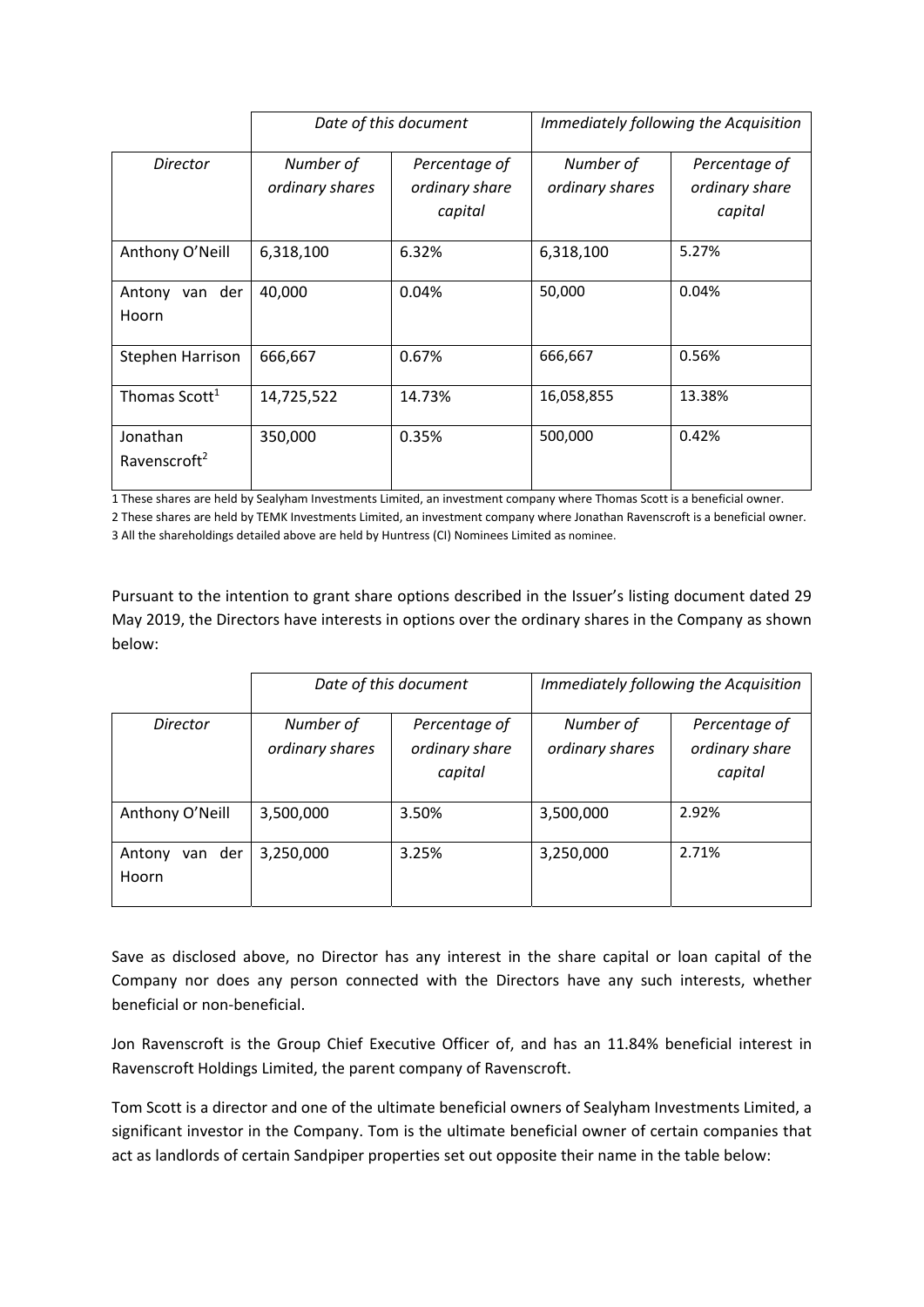| | *Date of this document* | | *Immediately following the Acquisition* | |
|---|---|---|---|---|
| *Director* | *Number of ordinary shares* | *Percentage of ordinary share capital* | *Number of ordinary shares* | *Percentage of ordinary share capital* |
| Anthony O'Neill | 6,318,100 | 6.32% | 6,318,100 | 5.27% |
| Antony van der Hoorn | 40,000 | 0.04% | 50,000 | 0.04% |
| Stephen Harrison | 666,667 | 0.67% | 666,667 | 0.56% |
| Thomas Scott[1] | 14,725,522 | 14.73% | 16,058,855 | 13.38% |
| Jonathan Ravenscroft[2] | 350,000 | 0.35% | 500,000 | 0.42% |

1 These shares are held by Sealyham Investments Limited, an investment company where Thomas Scott is a beneficial owner.

2 These shares are held by TEMK Investments Limited, an investment company where Jonathan Ravenscroft is a beneficial owner.

3 All the shareholdings detailed above are held by Huntress (CI) Nominees Limited as nominee.

Pursuant to the intention to grant share options described in the Issuer's listing document dated 29 May 2019, the Directors have interests in options over the ordinary shares in the Company as shown below:

| | *Date of this document* | | *Immediately following the Acquisition* | |
|---|---|---|---|---|
| *Director* | *Number of ordinary shares* | *Percentage of ordinary share capital* | *Number of ordinary shares* | *Percentage of ordinary share capital* |
| Anthony O'Neill | 3,500,000 | 3.50% | 3,500,000 | 2.92% |
| Antony van der Hoorn | 3,250,000 | 3.25% | 3,250,000 | 2.71% |

Save as disclosed above, no Director has any interest in the share capital or loan capital of the Company nor does any person connected with the Directors have any such interests, whether beneficial or non-beneficial.

Jon Ravenscroft is the Group Chief Executive Officer of, and has an 11.84% beneficial interest in Ravenscroft Holdings Limited, the parent company of Ravenscroft.

Tom Scott is a director and one of the ultimate beneficial owners of Sealyham Investments Limited, a significant investor in the Company. Tom is the ultimate beneficial owner of certain companies that act as landlords of certain Sandpiper properties set out opposite their name in the table below: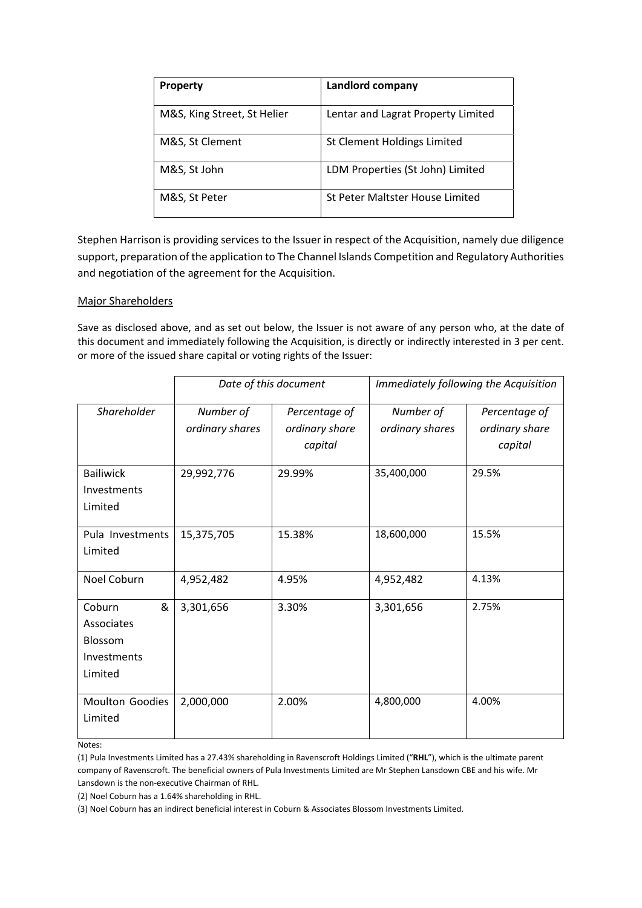| Property | Landlord company |
|---|---|
| M&S, King Street, St Helier | Lentar and Lagrat Property Limited |
| M&S, St Clement | St Clement Holdings Limited |
| M&S, St John | LDM Properties (St John) Limited |
| M&S, St Peter | St Peter Maltster House Limited |

Stephen Harrison is providing services to the Issuer in respect of the Acquisition, namely due diligence support, preparation of the application to The Channel Islands Competition and Regulatory Authorities and negotiation of the agreement for the Acquisition.

Major Shareholders

Save as disclosed above, and as set out below, the Issuer is not aware of any person who, at the date of this document and immediately following the Acquisition, is directly or indirectly interested in 3 per cent. or more of the issued share capital or voting rights of the Issuer:

| | *Date of this document* | | *Immediately following the Acquisition* | |
|---|---|---|---|---|
| *Shareholder* | *Number of ordinary shares* | *Percentage of ordinary share capital* | *Number of ordinary shares* | *Percentage of ordinary share capital* |
| Bailiwick Investments Limited | 29,992,776 | 29.99% | 35,400,000 | 29.5% |
| Pula Investments Limited | 15,375,705 | 15.38% | 18,600,000 | 15.5% |
| Noel Coburn | 4,952,482 | 4.95% | 4,952,482 | 4.13% |
| Coburn & Associates Blossom Investments Limited | 3,301,656 | 3.30% | 3,301,656 | 2.75% |
| Moulton Goodies Limited | 2,000,000 | 2.00% | 4,800,000 | 4.00% |

Notes:

(1) Pula Investments Limited has a 27.43% shareholding in Ravenscroft Holdings Limited ("**RHL**"), which is the ultimate parent company of Ravenscroft. The beneficial owners of Pula Investments Limited are Mr Stephen Lansdown CBE and his wife. Mr Lansdown is the non-executive Chairman of RHL.

(2) Noel Coburn has a 1.64% shareholding in RHL.

(3) Noel Coburn has an indirect beneficial interest in Coburn & Associates Blossom Investments Limited.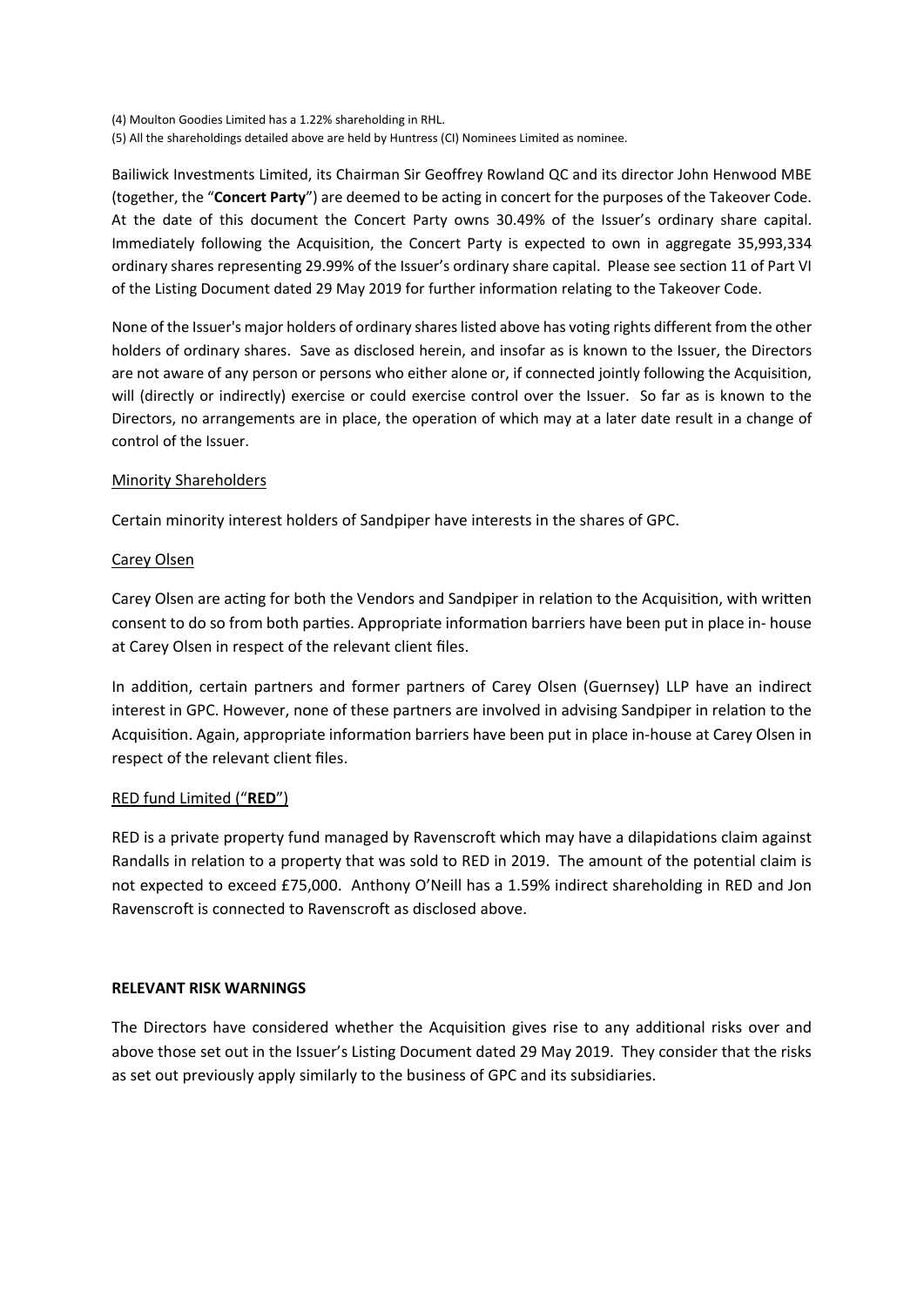(4) Moulton Goodies Limited has a 1.22% shareholding in RHL.

(5) All the shareholdings detailed above are held by Huntress (CI) Nominees Limited as nominee.

Bailiwick Investments Limited, its Chairman Sir Geoffrey Rowland QC and its director John Henwood MBE (together, the "**Concert Party**") are deemed to be acting in concert for the purposes of the Takeover Code. At the date of this document the Concert Party owns 30.49% of the Issuer's ordinary share capital. Immediately following the Acquisition, the Concert Party is expected to own in aggregate 35,993,334 ordinary shares representing 29.99% of the Issuer's ordinary share capital. Please see section 11 of Part VI of the Listing Document dated 29 May 2019 for further information relating to the Takeover Code.

None of the Issuer's major holders of ordinary shares listed above has voting rights different from the other holders of ordinary shares. Save as disclosed herein, and insofar as is known to the Issuer, the Directors are not aware of any person or persons who either alone or, if connected jointly following the Acquisition, will (directly or indirectly) exercise or could exercise control over the Issuer. So far as is known to the Directors, no arrangements are in place, the operation of which may at a later date result in a change of control of the Issuer.

Minority Shareholders

Certain minority interest holders of Sandpiper have interests in the shares of GPC.

Carey Olsen

Carey Olsen are acting for both the Vendors and Sandpiper in relation to the Acquisition, with written consent to do so from both parties. Appropriate information barriers have been put in place in- house at Carey Olsen in respect of the relevant client files.

In addition, certain partners and former partners of Carey Olsen (Guernsey) LLP have an indirect interest in GPC. However, none of these partners are involved in advising Sandpiper in relation to the Acquisition. Again, appropriate information barriers have been put in place in-house at Carey Olsen in respect of the relevant client files.

RED fund Limited ("**RED**")

RED is a private property fund managed by Ravenscroft which may have a dilapidations claim against Randalls in relation to a property that was sold to RED in 2019. The amount of the potential claim is not expected to exceed £75,000. Anthony O'Neill has a 1.59% indirect shareholding in RED and Jon Ravenscroft is connected to Ravenscroft as disclosed above.

**RELEVANT RISK WARNINGS**

The Directors have considered whether the Acquisition gives rise to any additional risks over and above those set out in the Issuer's Listing Document dated 29 May 2019. They consider that the risks as set out previously apply similarly to the business of GPC and its subsidiaries.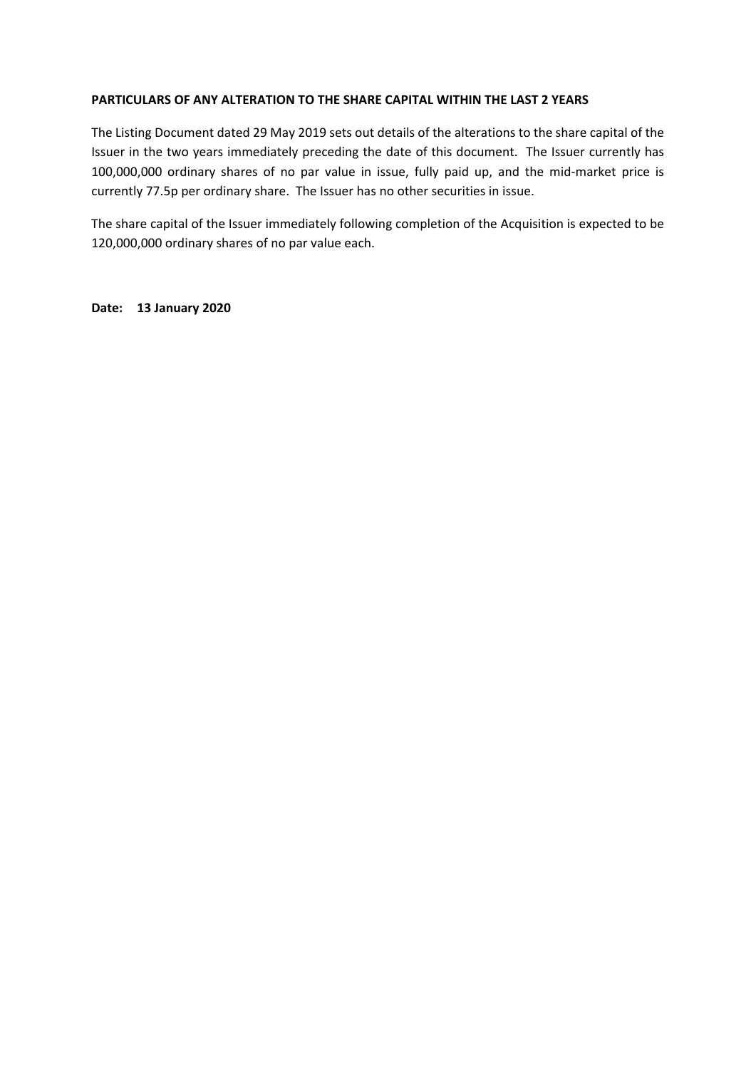**PARTICULARS OF ANY ALTERATION TO THE SHARE CAPITAL WITHIN THE LAST 2 YEARS**

The Listing Document dated 29 May 2019 sets out details of the alterations to the share capital of the Issuer in the two years immediately preceding the date of this document. The Issuer currently has 100,000,000 ordinary shares of no par value in issue, fully paid up, and the mid-market price is currently 77.5p per ordinary share. The Issuer has no other securities in issue.

The share capital of the Issuer immediately following completion of the Acquisition is expected to be 120,000,000 ordinary shares of no par value each.

**Date: 13 January 2020**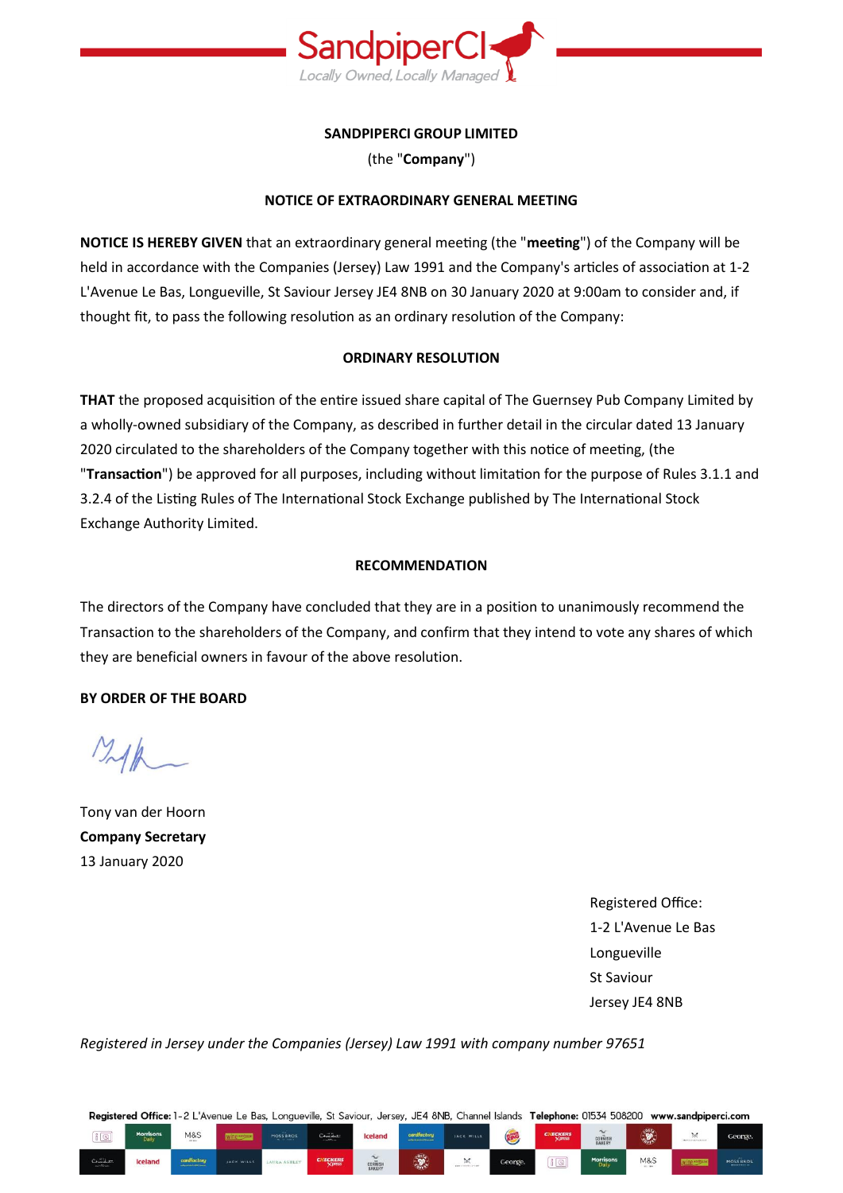**SANDPIPERCI GROUP LIMITED**

(the "**Company**")

**NOTICE OF EXTRAORDINARY GENERAL MEETING**

**NOTICE IS HEREBY GIVEN** that an extraordinary general meeting (the "**meeting**") of the Company will be held in accordance with the Companies (Jersey) Law 1991 and the Company's articles of association at 1-2 L'Avenue Le Bas, Longueville, St Saviour Jersey JE4 8NB on 30 January 2020 at 9:00am to consider and, if thought fit, to pass the following resolution as an ordinary resolution of the Company:

**ORDINARY RESOLUTION**

**THAT** the proposed acquisition of the entire issued share capital of The Guernsey Pub Company Limited by a wholly-owned subsidiary of the Company, as described in further detail in the circular dated 13 January 2020 circulated to the shareholders of the Company together with this notice of meeting, (the "**Transaction**") be approved for all purposes, including without limitation for the purpose of Rules 3.1.1 and 3.2.4 of the Listing Rules of The International Stock Exchange published by The International Stock Exchange Authority Limited.

**RECOMMENDATION**

The directors of the Company have concluded that they are in a position to unanimously recommend the Transaction to the shareholders of the Company, and confirm that they intend to vote any shares of which they are beneficial owners in favour of the above resolution.

**BY ORDER OF THE BOARD**

Tony van der Hoorn
**Company Secretary**
13 January 2020

Registered Office:
1-2 L'Avenue Le Bas
Longueville
St Saviour
Jersey JE4 8NB

*Registered in Jersey under the Companies (Jersey) Law 1991 with company number 97651*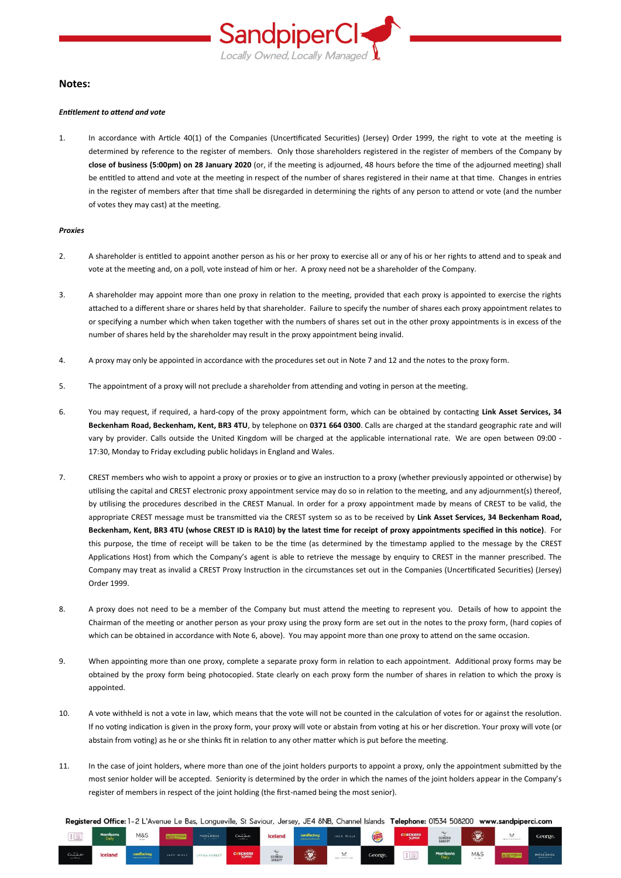## Notes:

***Entitlement to attend and vote***

1. In accordance with Article 40(1) of the Companies (Uncertificated Securities) (Jersey) Order 1999, the right to vote at the meeting is determined by reference to the register of members. Only those shareholders registered in the register of members of the Company by **close of business (5:00pm) on 28 January 2020** (or, if the meeting is adjourned, 48 hours before the time of the adjourned meeting) shall be entitled to attend and vote at the meeting in respect of the number of shares registered in their name at that time. Changes in entries in the register of members after that time shall be disregarded in determining the rights of any person to attend or vote (and the number of votes they may cast) at the meeting.

***Proxies***

2. A shareholder is entitled to appoint another person as his or her proxy to exercise all or any of his or her rights to attend and to speak and vote at the meeting and, on a poll, vote instead of him or her. A proxy need not be a shareholder of the Company.

3. A shareholder may appoint more than one proxy in relation to the meeting, provided that each proxy is appointed to exercise the rights attached to a different share or shares held by that shareholder. Failure to specify the number of shares each proxy appointment relates to or specifying a number which when taken together with the numbers of shares set out in the other proxy appointments is in excess of the number of shares held by the shareholder may result in the proxy appointment being invalid.

4. A proxy may only be appointed in accordance with the procedures set out in Note 7 and 12 and the notes to the proxy form.

5. The appointment of a proxy will not preclude a shareholder from attending and voting in person at the meeting.

6. You may request, if required, a hard-copy of the proxy appointment form, which can be obtained by contacting **Link Asset Services, 34 Beckenham Road, Beckenham, Kent, BR3 4TU**, by telephone on **0371 664 0300**. Calls are charged at the standard geographic rate and will vary by provider. Calls outside the United Kingdom will be charged at the applicable international rate. We are open between 09:00 - 17:30, Monday to Friday excluding public holidays in England and Wales.

7. CREST members who wish to appoint a proxy or proxies or to give an instruction to a proxy (whether previously appointed or otherwise) by utilising the capital and CREST electronic proxy appointment service may do so in relation to the meeting, and any adjournment(s) thereof, by utilising the procedures described in the CREST Manual. In order for a proxy appointment made by means of CREST to be valid, the appropriate CREST message must be transmitted via the CREST system so as to be received by **Link Asset Services, 34 Beckenham Road, Beckenham, Kent, BR3 4TU (whose CREST ID is RA10) by the latest time for receipt of proxy appointments specified in this notice)**. For this purpose, the time of receipt will be taken to be the time (as determined by the timestamp applied to the message by the CREST Applications Host) from which the Company's agent is able to retrieve the message by enquiry to CREST in the manner prescribed. The Company may treat as invalid a CREST Proxy Instruction in the circumstances set out in the Companies (Uncertificated Securities) (Jersey) Order 1999.

8. A proxy does not need to be a member of the Company but must attend the meeting to represent you. Details of how to appoint the Chairman of the meeting or another person as your proxy using the proxy form are set out in the notes to the proxy form, (hard copies of which can be obtained in accordance with Note 6, above). You may appoint more than one proxy to attend on the same occasion.

9. When appointing more than one proxy, complete a separate proxy form in relation to each appointment. Additional proxy forms may be obtained by the proxy form being photocopied. State clearly on each proxy form the number of shares in relation to which the proxy is appointed.

10. A vote withheld is not a vote in law, which means that the vote will not be counted in the calculation of votes for or against the resolution. If no voting indication is given in the proxy form, your proxy will vote or abstain from voting at his or her discretion. Your proxy will vote (or abstain from voting) as he or she thinks fit in relation to any other matter which is put before the meeting.

11. In the case of joint holders, where more than one of the joint holders purports to appoint a proxy, only the appointment submitted by the most senior holder will be accepted. Seniority is determined by the order in which the names of the joint holders appear in the Company's register of members in respect of the joint holding (the first-named being the most senior).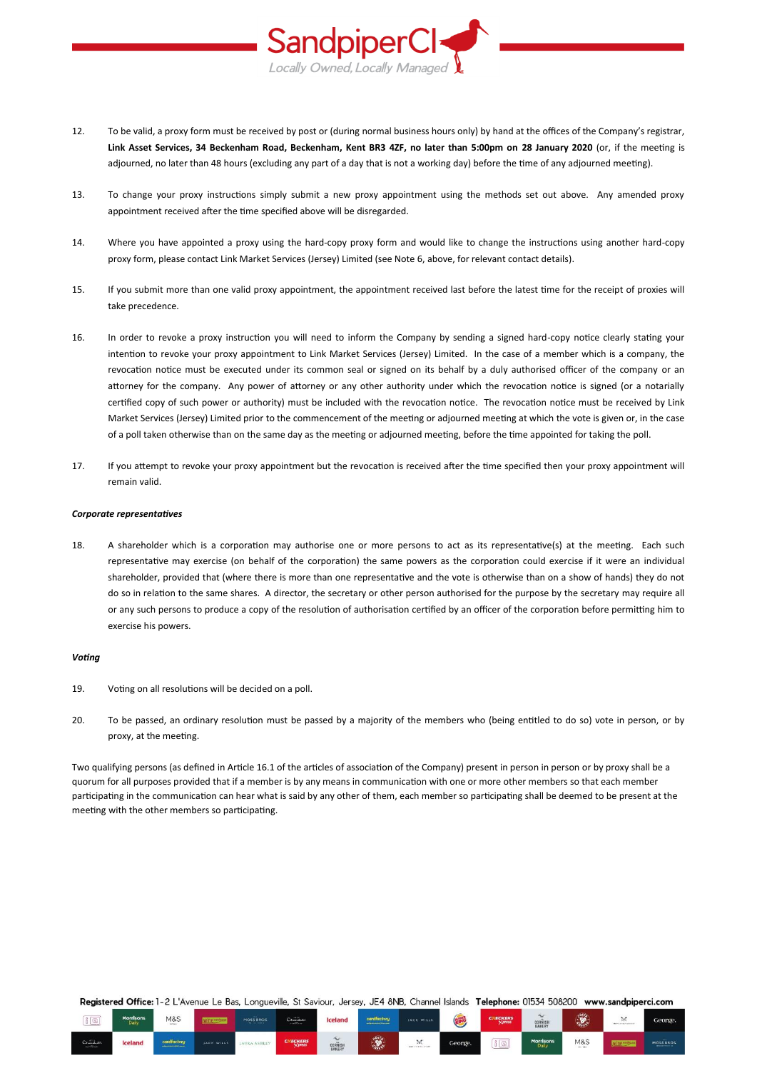12. To be valid, a proxy form must be received by post or (during normal business hours only) by hand at the offices of the Company's registrar, **Link Asset Services, 34 Beckenham Road, Beckenham, Kent BR3 4ZF, no later than 5:00pm on 28 January 2020** (or, if the meeting is adjourned, no later than 48 hours (excluding any part of a day that is not a working day) before the time of any adjourned meeting).

13. To change your proxy instructions simply submit a new proxy appointment using the methods set out above. Any amended proxy appointment received after the time specified above will be disregarded.

14. Where you have appointed a proxy using the hard-copy proxy form and would like to change the instructions using another hard-copy proxy form, please contact Link Market Services (Jersey) Limited (see Note 6, above, for relevant contact details).

15. If you submit more than one valid proxy appointment, the appointment received last before the latest time for the receipt of proxies will take precedence.

16. In order to revoke a proxy instruction you will need to inform the Company by sending a signed hard-copy notice clearly stating your intention to revoke your proxy appointment to Link Market Services (Jersey) Limited. In the case of a member which is a company, the revocation notice must be executed under its common seal or signed on its behalf by a duly authorised officer of the company or an attorney for the company. Any power of attorney or any other authority under which the revocation notice is signed (or a notarially certified copy of such power or authority) must be included with the revocation notice. The revocation notice must be received by Link Market Services (Jersey) Limited prior to the commencement of the meeting or adjourned meeting at which the vote is given or, in the case of a poll taken otherwise than on the same day as the meeting or adjourned meeting, before the time appointed for taking the poll.

17. If you attempt to revoke your proxy appointment but the revocation is received after the time specified then your proxy appointment will remain valid.

***Corporate representatives***

18. A shareholder which is a corporation may authorise one or more persons to act as its representative(s) at the meeting. Each such representative may exercise (on behalf of the corporation) the same powers as the corporation could exercise if it were an individual shareholder, provided that (where there is more than one representative and the vote is otherwise than on a show of hands) they do not do so in relation to the same shares. A director, the secretary or other person authorised for the purpose by the secretary may require all or any such persons to produce a copy of the resolution of authorisation certified by an officer of the corporation before permitting him to exercise his powers.

***Voting***

19. Voting on all resolutions will be decided on a poll.

20. To be passed, an ordinary resolution must be passed by a majority of the members who (being entitled to do so) vote in person, or by proxy, at the meeting.

Two qualifying persons (as defined in Article 16.1 of the articles of association of the Company) present in person in person or by proxy shall be a quorum for all purposes provided that if a member is by any means in communication with one or more other members so that each member participating in the communication can hear what is said by any other of them, each member so participating shall be deemed to be present at the meeting with the other members so participating.